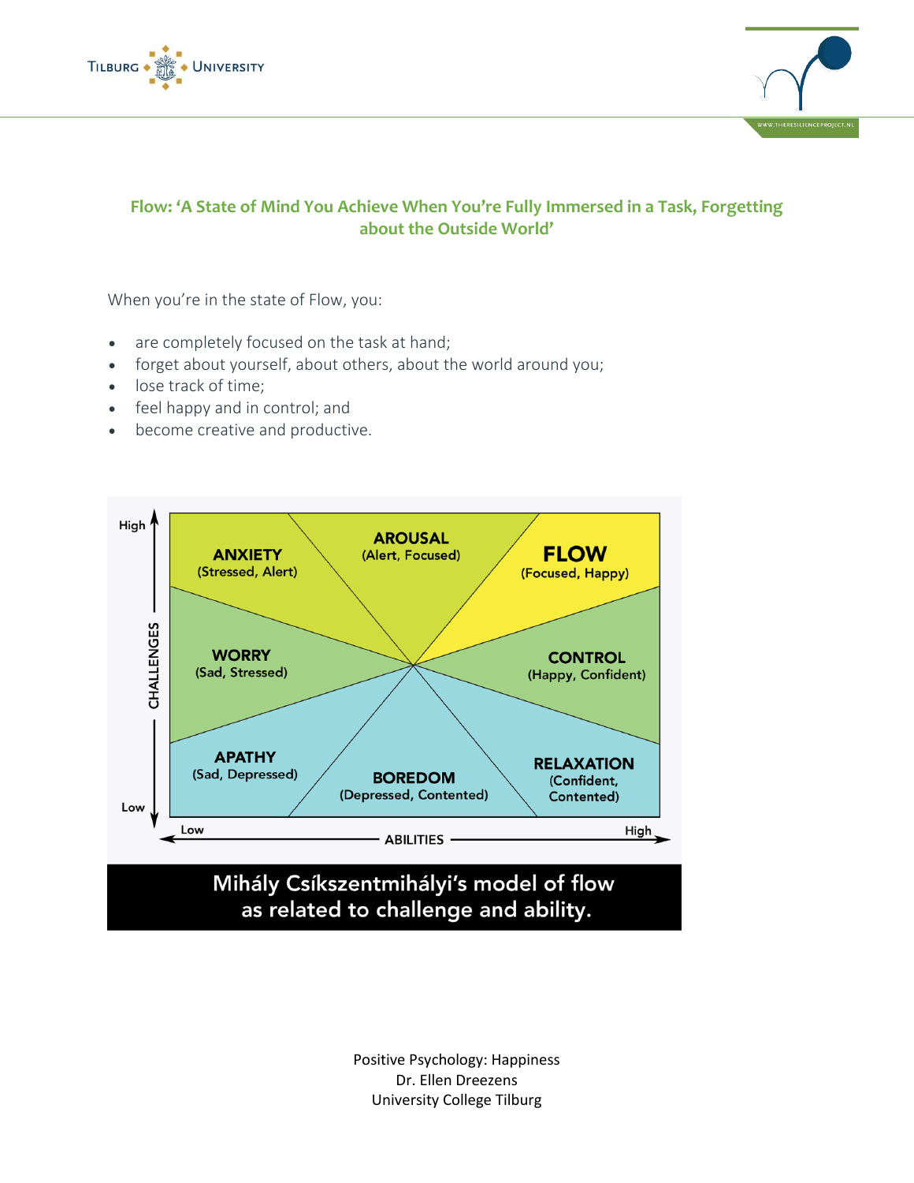## Flow: 'A State of Mind You Achieve When You're Fully Immersed in a Task, Forgetting about the Outside World'

When you're in the state of Flow, you:

- are completely focused on the task at hand;
- forget about yourself, about others, about the world around you;
- lose track of time;
- feel happy and in control; and
- become creative and productive.

High

CHALLENGES

Low

**ANXIETY** (Stressed, Alert)

**AROUSAL** (Alert, Focused)

**FLOW** (Focused, Happy)

**WORRY** (Sad, Stressed)

**CONTROL** (Happy, Confident)

**APATHY** (Sad, Depressed)

**BOREDOM** (Depressed, Contented)

**RELAXATION** (Confident, Contented)

Low — ABILITIES — High

Mihály Csíkszentmihályi's model of flow as related to challenge and ability.

Positive Psychology: Happiness
Dr. Ellen Dreezens
University College Tilburg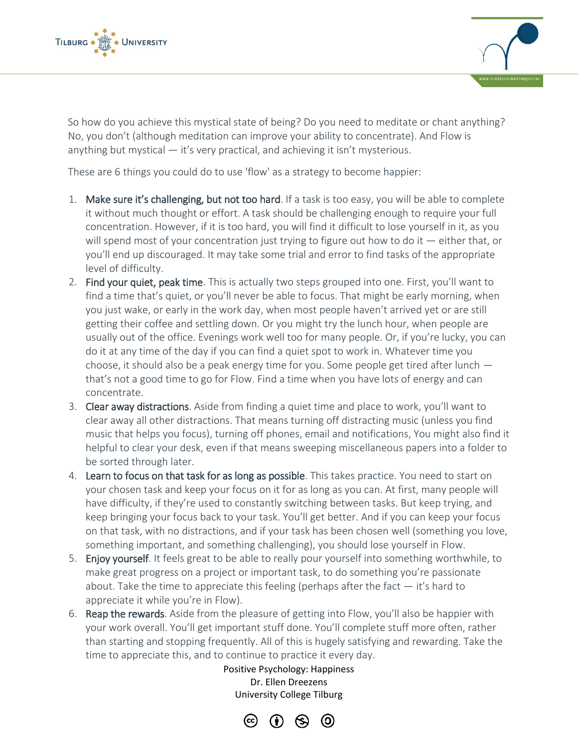So how do you achieve this mystical state of being? Do you need to meditate or chant anything? No, you don't (although meditation can improve your ability to concentrate). And Flow is anything but mystical — it's very practical, and achieving it isn't mysterious.

These are 6 things you could do to use 'flow' as a strategy to become happier:

1. Make sure it's challenging, but not too hard. If a task is too easy, you will be able to complete it without much thought or effort. A task should be challenging enough to require your full concentration. However, if it is too hard, you will find it difficult to lose yourself in it, as you will spend most of your concentration just trying to figure out how to do it — either that, or you'll end up discouraged. It may take some trial and error to find tasks of the appropriate level of difficulty.
2. Find your quiet, peak time. This is actually two steps grouped into one. First, you'll want to find a time that's quiet, or you'll never be able to focus. That might be early morning, when you just wake, or early in the work day, when most people haven't arrived yet or are still getting their coffee and settling down. Or you might try the lunch hour, when people are usually out of the office. Evenings work well too for many people. Or, if you're lucky, you can do it at any time of the day if you can find a quiet spot to work in. Whatever time you choose, it should also be a peak energy time for you. Some people get tired after lunch — that's not a good time to go for Flow. Find a time when you have lots of energy and can concentrate.
3. Clear away distractions. Aside from finding a quiet time and place to work, you'll want to clear away all other distractions. That means turning off distracting music (unless you find music that helps you focus), turning off phones, email and notifications, You might also find it helpful to clear your desk, even if that means sweeping miscellaneous papers into a folder to be sorted through later.
4. Learn to focus on that task for as long as possible. This takes practice. You need to start on your chosen task and keep your focus on it for as long as you can. At first, many people will have difficulty, if they're used to constantly switching between tasks. But keep trying, and keep bringing your focus back to your task. You'll get better. And if you can keep your focus on that task, with no distractions, and if your task has been chosen well (something you love, something important, and something challenging), you should lose yourself in Flow.
5. Enjoy yourself. It feels great to be able to really pour yourself into something worthwhile, to make great progress on a project or important task, to do something you're passionate about. Take the time to appreciate this feeling (perhaps after the fact — it's hard to appreciate it while you're in Flow).
6. Reap the rewards. Aside from the pleasure of getting into Flow, you'll also be happier with your work overall. You'll get important stuff done. You'll complete stuff more often, rather than starting and stopping frequently. All of this is hugely satisfying and rewarding. Take the time to appreciate this, and to continue to practice it every day.